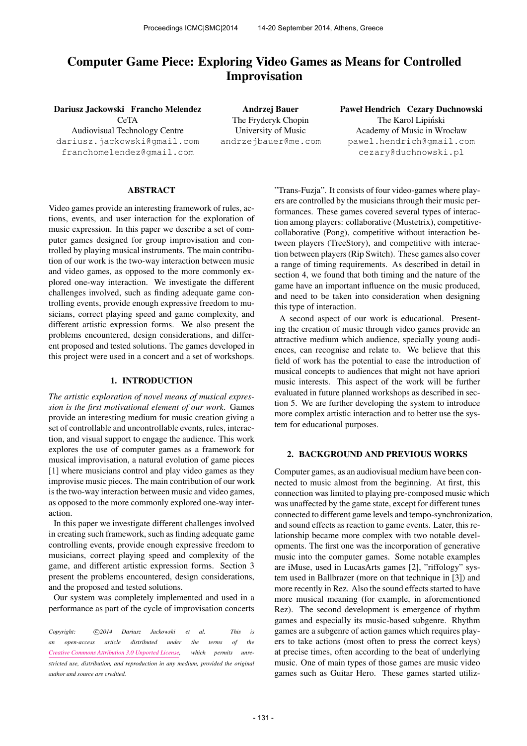# Computer Game Piece: Exploring Video Games as Means for Controlled Improvisation

**Dariusz Jackowski Francho Melendez**
CeTA
Audiovisual Technology Centre
dariusz.jackowski@gmail.com
franchomelendez@gmail.com

**Andrzej Bauer**
The Fryderyk Chopin
University of Music
andrzejbauer@me.com

**Paweł Hendrich Cezary Duchnowski**
The Karol Lipiński
Academy of Music in Wrocław
pawel.hendrich@gmail.com
cezary@duchnowski.pl

## ABSTRACT

Video games provide an interesting framework of rules, actions, events, and user interaction for the exploration of music expression. In this paper we describe a set of computer games designed for group improvisation and controlled by playing musical instruments. The main contribution of our work is the two-way interaction between music and video games, as opposed to the more commonly explored one-way interaction. We investigate the different challenges involved, such as finding adequate game controlling events, provide enough expressive freedom to musicians, correct playing speed and game complexity, and different artistic expression forms. We also present the problems encountered, design considerations, and different proposed and tested solutions. The games developed in this project were used in a concert and a set of workshops.

## 1. INTRODUCTION

*The artistic exploration of novel means of musical expression is the first motivational element of our work.* Games provide an interesting medium for music creation giving a set of controllable and uncontrollable events, rules, interaction, and visual support to engage the audience. This work explores the use of computer games as a framework for musical improvisation, a natural evolution of game pieces [1] where musicians control and play video games as they improvise music pieces. The main contribution of our work is the two-way interaction between music and video games, as opposed to the more commonly explored one-way interaction.

In this paper we investigate different challenges involved in creating such framework, such as finding adequate game controlling events, provide enough expressive freedom to musicians, correct playing speed and complexity of the game, and different artistic expression forms. Section 3 present the problems encountered, design considerations, and the proposed and tested solutions.

Our system was completely implemented and used in a performance as part of the cycle of improvisation concerts "Trans-Fuzja". It consists of four video-games where players are controlled by the musicians through their music performances. These games covered several types of interaction among players: collaborative (Mustetrix), competitive-collaborative (Pong), competitive without interaction between players (TreeStory), and competitive with interaction between players (Rip Switch). These games also cover a range of timing requirements. As described in detail in section 4, we found that both timing and the nature of the game have an important influence on the music produced, and need to be taken into consideration when designing this type of interaction.

A second aspect of our work is educational. Presenting the creation of music through video games provide an attractive medium which audience, specially young audiences, can recognise and relate to. We believe that this field of work has the potential to ease the introduction of musical concepts to audiences that might not have apriori music interests. This aspect of the work will be further evaluated in future planned workshops as described in section 5. We are further developing the system to introduce more complex artistic interaction and to better use the system for educational purposes.

## 2. BACKGROUND AND PREVIOUS WORKS

Computer games, as an audiovisual medium have been connected to music almost from the beginning. At first, this connection was limited to playing pre-composed music which was unaffected by the game state, except for different tunes connected to different game levels and tempo-synchronization, and sound effects as reaction to game events. Later, this relationship became more complex with two notable developments. The first one was the incorporation of generative music into the computer games. Some notable examples are iMuse, used in LucasArts games [2], "riffology" system used in Ballbrazer (more on that technique in [3]) and more recently in Rez. Also the sound effects started to have more musical meaning (for example, in aforementioned Rez). The second development is emergence of rhythm games and especially its music-based subgenre. Rhythm games are a subgenre of action games which requires players to take actions (most often to press the correct keys) at precise times, often according to the beat of underlying music. One of main types of those games are music video games such as Guitar Hero. These games started utiliz-

*Copyright: ©2014 Dariusz Jackowski et al. This is an open-access article distributed under the terms of the Creative Commons Attribution 3.0 Unported License, which permits unrestricted use, distribution, and reproduction in any medium, provided the original author and source are credited.*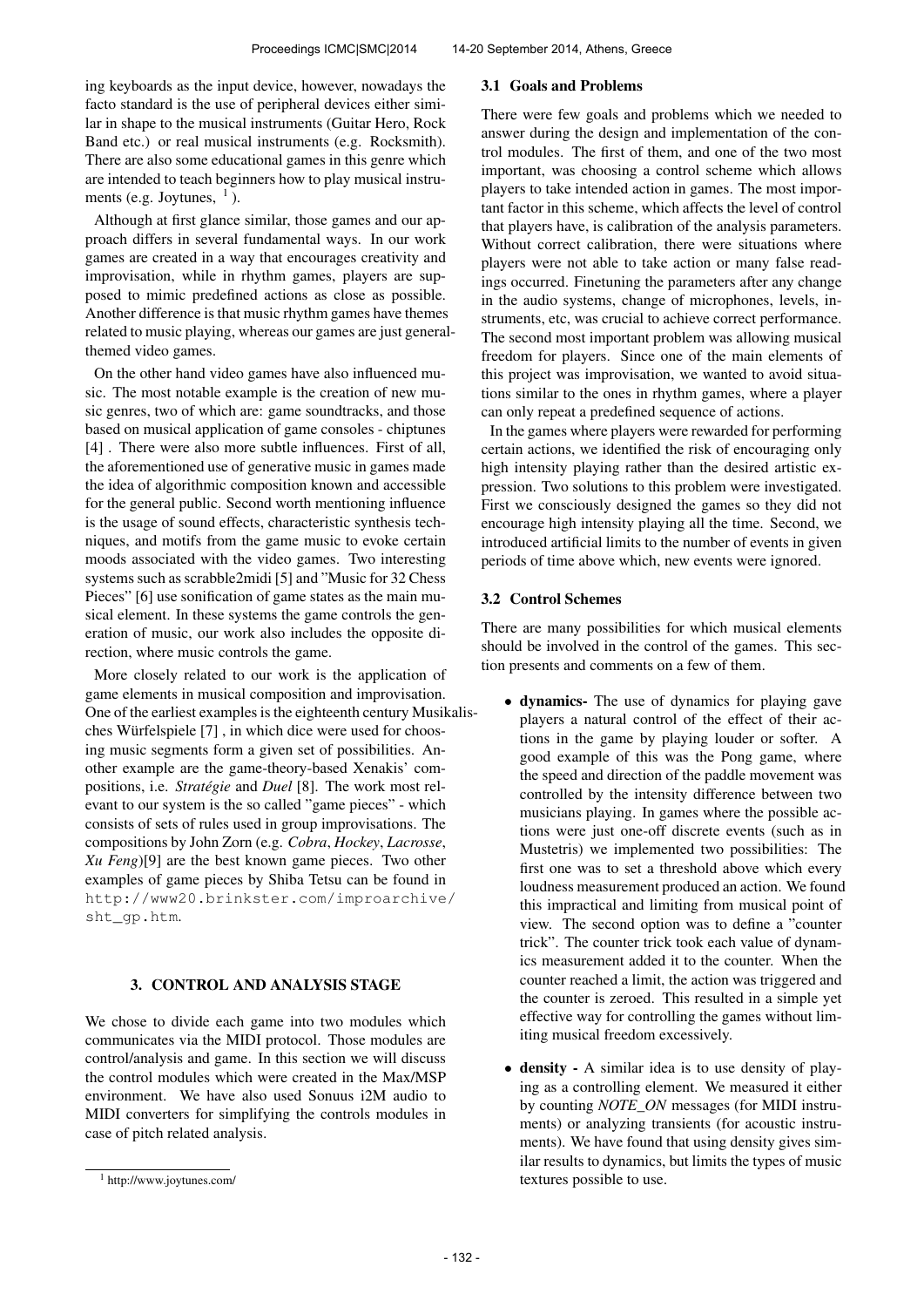ing keyboards as the input device, however, nowadays the facto standard is the use of peripheral devices either similar in shape to the musical instruments (Guitar Hero, Rock Band etc.) or real musical instruments (e.g. Rocksmith). There are also some educational games in this genre which are intended to teach beginners how to play musical instruments (e.g. Joytunes, [1] ).

Although at first glance similar, those games and our approach differs in several fundamental ways. In our work games are created in a way that encourages creativity and improvisation, while in rhythm games, players are supposed to mimic predefined actions as close as possible. Another difference is that music rhythm games have themes related to music playing, whereas our games are just general-themed video games.

On the other hand video games have also influenced music. The most notable example is the creation of new music genres, two of which are: game soundtracks, and those based on musical application of game consoles - chiptunes [4] . There were also more subtle influences. First of all, the aforementioned use of generative music in games made the idea of algorithmic composition known and accessible for the general public. Second worth mentioning influence is the usage of sound effects, characteristic synthesis techniques, and motifs from the game music to evoke certain moods associated with the video games. Two interesting systems such as scrabble2midi [5] and "Music for 32 Chess Pieces" [6] use sonification of game states as the main musical element. In these systems the game controls the generation of music, our work also includes the opposite direction, where music controls the game.

More closely related to our work is the application of game elements in musical composition and improvisation. One of the earliest examples is the eighteenth century Musikalisches Würfelspiele [7] , in which dice were used for choosing music segments form a given set of possibilities. Another example are the game-theory-based Xenakis' compositions, i.e. *Stratégie* and *Duel* [8]. The work most relevant to our system is the so called "game pieces" - which consists of sets of rules used in group improvisations. The compositions by John Zorn (e.g. *Cobra*, *Hockey*, *Lacrosse*, *Xu Feng*)[9] are the best known game pieces. Two other examples of game pieces by Shiba Tetsu can be found in `http://www20.brinkster.com/improarchive/sht_gp.htm`.

## 3. CONTROL AND ANALYSIS STAGE

We chose to divide each game into two modules which communicates via the MIDI protocol. Those modules are control/analysis and game. In this section we will discuss the control modules which were created in the Max/MSP environment. We have also used Sonuus i2M audio to MIDI converters for simplifying the controls modules in case of pitch related analysis.

[1] http://www.joytunes.com/

### 3.1 Goals and Problems

There were few goals and problems which we needed to answer during the design and implementation of the control modules. The first of them, and one of the two most important, was choosing a control scheme which allows players to take intended action in games. The most important factor in this scheme, which affects the level of control that players have, is calibration of the analysis parameters. Without correct calibration, there were situations where players were not able to take action or many false readings occurred. Finetuning the parameters after any change in the audio systems, change of microphones, levels, instruments, etc, was crucial to achieve correct performance. The second most important problem was allowing musical freedom for players. Since one of the main elements of this project was improvisation, we wanted to avoid situations similar to the ones in rhythm games, where a player can only repeat a predefined sequence of actions.

In the games where players were rewarded for performing certain actions, we identified the risk of encouraging only high intensity playing rather than the desired artistic expression. Two solutions to this problem were investigated. First we consciously designed the games so they did not encourage high intensity playing all the time. Second, we introduced artificial limits to the number of events in given periods of time above which, new events were ignored.

### 3.2 Control Schemes

There are many possibilities for which musical elements should be involved in the control of the games. This section presents and comments on a few of them.

- **dynamics-** The use of dynamics for playing gave players a natural control of the effect of their actions in the game by playing louder or softer. A good example of this was the Pong game, where the speed and direction of the paddle movement was controlled by the intensity difference between two musicians playing. In games where the possible actions were just one-off discrete events (such as in Mustetris) we implemented two possibilities: The first one was to set a threshold above which every loudness measurement produced an action. We found this impractical and limiting from musical point of view. The second option was to define a "counter trick". The counter trick took each value of dynamics measurement added it to the counter. When the counter reached a limit, the action was triggered and the counter is zeroed. This resulted in a simple yet effective way for controlling the games without limiting musical freedom excessively.
- **density -** A similar idea is to use density of playing as a controlling element. We measured it either by counting *NOTE_ON* messages (for MIDI instruments) or analyzing transients (for acoustic instruments). We have found that using density gives similar results to dynamics, but limits the types of music textures possible to use.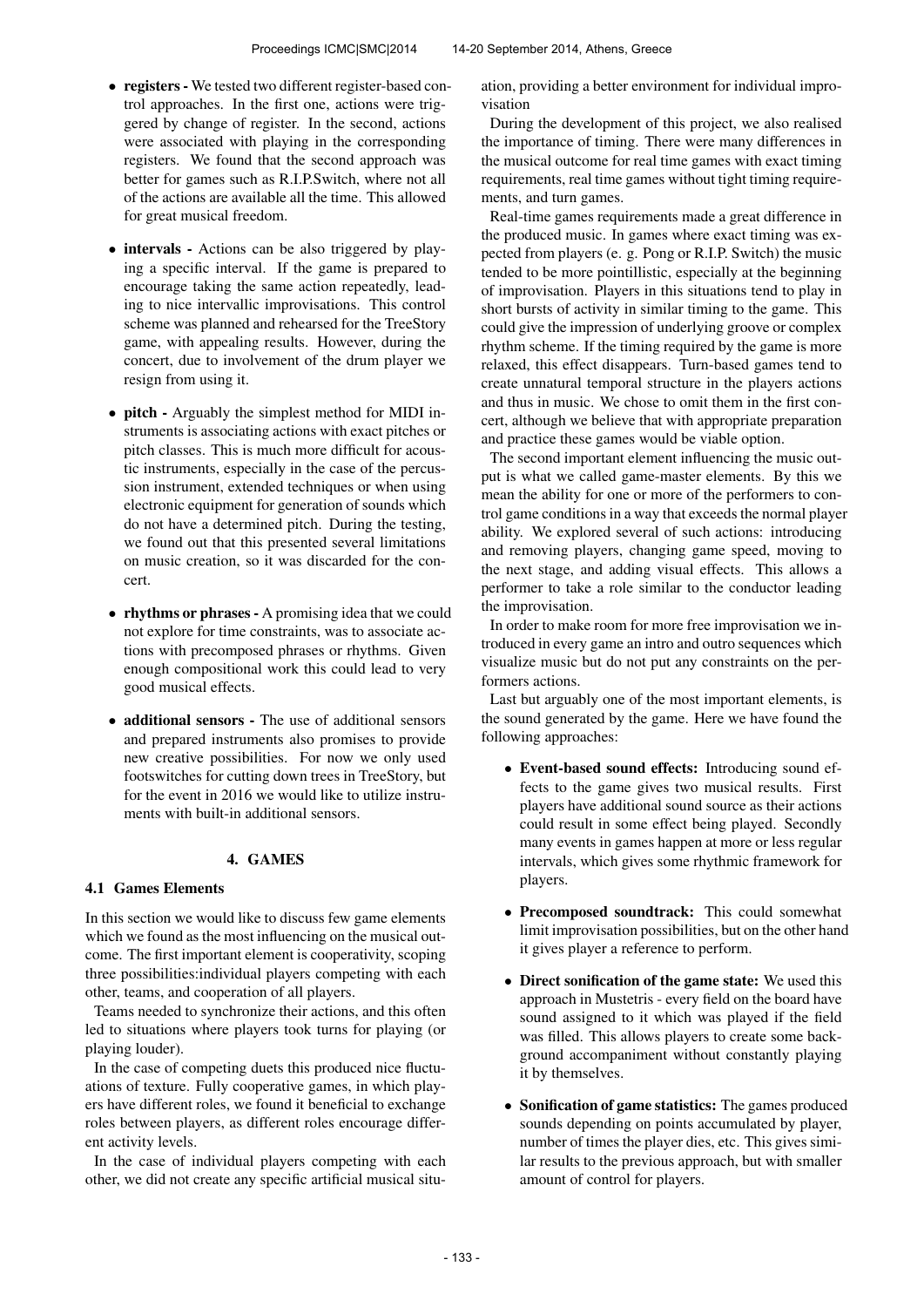- **registers -** We tested two different register-based control approaches. In the first one, actions were triggered by change of register. In the second, actions were associated with playing in the corresponding registers. We found that the second approach was better for games such as R.I.P.Switch, where not all of the actions are available all the time. This allowed for great musical freedom.

- **intervals -** Actions can be also triggered by playing a specific interval. If the game is prepared to encourage taking the same action repeatedly, leading to nice intervallic improvisations. This control scheme was planned and rehearsed for the TreeStory game, with appealing results. However, during the concert, due to involvement of the drum player we resign from using it.

- **pitch -** Arguably the simplest method for MIDI instruments is associating actions with exact pitches or pitch classes. This is much more difficult for acoustic instruments, especially in the case of the percussion instrument, extended techniques or when using electronic equipment for generation of sounds which do not have a determined pitch. During the testing, we found out that this presented several limitations on music creation, so it was discarded for the concert.

- **rhythms or phrases -** A promising idea that we could not explore for time constraints, was to associate actions with precomposed phrases or rhythms. Given enough compositional work this could lead to very good musical effects.

- **additional sensors -** The use of additional sensors and prepared instruments also promises to provide new creative possibilities. For now we only used footswitches for cutting down trees in TreeStory, but for the event in 2016 we would like to utilize instruments with built-in additional sensors.

## 4. GAMES

### 4.1 Games Elements

In this section we would like to discuss few game elements which we found as the most influencing on the musical outcome. The first important element is cooperativity, scoping three possibilities:individual players competing with each other, teams, and cooperation of all players.

Teams needed to synchronize their actions, and this often led to situations where players took turns for playing (or playing louder).

In the case of competing duets this produced nice fluctuations of texture. Fully cooperative games, in which players have different roles, we found it beneficial to exchange roles between players, as different roles encourage different activity levels.

In the case of individual players competing with each other, we did not create any specific artificial musical situation, providing a better environment for individual improvisation

During the development of this project, we also realised the importance of timing. There were many differences in the musical outcome for real time games with exact timing requirements, real time games without tight timing requirements, and turn games.

Real-time games requirements made a great difference in the produced music. In games where exact timing was expected from players (e. g. Pong or R.I.P. Switch) the music tended to be more pointillistic, especially at the beginning of improvisation. Players in this situations tend to play in short bursts of activity in similar timing to the game. This could give the impression of underlying groove or complex rhythm scheme. If the timing required by the game is more relaxed, this effect disappears. Turn-based games tend to create unnatural temporal structure in the players actions and thus in music. We chose to omit them in the first concert, although we believe that with appropriate preparation and practice these games would be viable option.

The second important element influencing the music output is what we called game-master elements. By this we mean the ability for one or more of the performers to control game conditions in a way that exceeds the normal player ability. We explored several of such actions: introducing and removing players, changing game speed, moving to the next stage, and adding visual effects. This allows a performer to take a role similar to the conductor leading the improvisation.

In order to make room for more free improvisation we introduced in every game an intro and outro sequences which visualize music but do not put any constraints on the performers actions.

Last but arguably one of the most important elements, is the sound generated by the game. Here we have found the following approaches:

- **Event-based sound effects:** Introducing sound effects to the game gives two musical results. First players have additional sound source as their actions could result in some effect being played. Secondly many events in games happen at more or less regular intervals, which gives some rhythmic framework for players.

- **Precomposed soundtrack:** This could somewhat limit improvisation possibilities, but on the other hand it gives player a reference to perform.

- **Direct sonification of the game state:** We used this approach in Mustetris - every field on the board have sound assigned to it which was played if the field was filled. This allows players to create some background accompaniment without constantly playing it by themselves.

- **Sonification of game statistics:** The games produced sounds depending on points accumulated by player, number of times the player dies, etc. This gives similar results to the previous approach, but with smaller amount of control for players.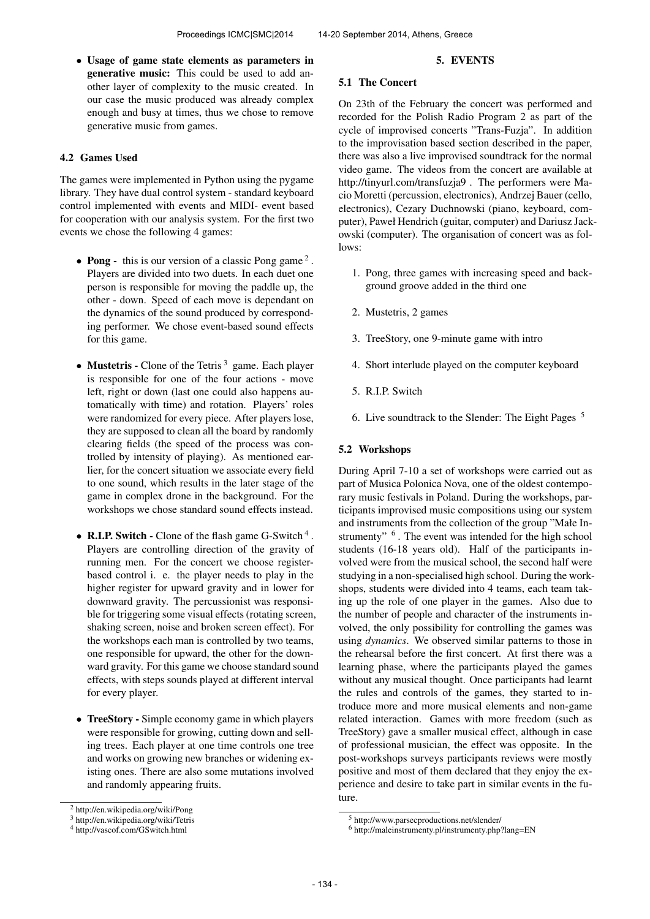- **Usage of game state elements as parameters in generative music:** This could be used to add another layer of complexity to the music created. In our case the music produced was already complex enough and busy at times, thus we chose to remove generative music from games.

### 4.2 Games Used

The games were implemented in Python using the pygame library. They have dual control system - standard keyboard control implemented with events and MIDI- event based for cooperation with our analysis system. For the first two events we chose the following 4 games:

- **Pong -** this is our version of a classic Pong game [2]. Players are divided into two duets. In each duet one person is responsible for moving the paddle up, the other - down. Speed of each move is dependant on the dynamics of the sound produced by corresponding performer. We chose event-based sound effects for this game.
- **Mustetris -** Clone of the Tetris [3] game. Each player is responsible for one of the four actions - move left, right or down (last one could also happens automatically with time) and rotation. Players' roles were randomized for every piece. After players lose, they are supposed to clean all the board by randomly clearing fields (the speed of the process was controlled by intensity of playing). As mentioned earlier, for the concert situation we associate every field to one sound, which results in the later stage of the game in complex drone in the background. For the workshops we chose standard sound effects instead.
- **R.I.P. Switch -** Clone of the flash game G-Switch [4]. Players are controlling direction of the gravity of running men. For the concert we choose register-based control i. e. the player needs to play in the higher register for upward gravity and in lower for downward gravity. The percussionist was responsible for triggering some visual effects (rotating screen, shaking screen, noise and broken screen effect). For the workshops each man is controlled by two teams, one responsible for upward, the other for the downward gravity. For this game we choose standard sound effects, with steps sounds played at different interval for every player.
- **TreeStory -** Simple economy game in which players were responsible for growing, cutting down and selling trees. Each player at one time controls one tree and works on growing new branches or widening existing ones. There are also some mutations involved and randomly appearing fruits.

## 5. EVENTS

### 5.1 The Concert

On 23th of the February the concert was performed and recorded for the Polish Radio Program 2 as part of the cycle of improvised concerts "Trans-Fuzja". In addition to the improvisation based section described in the paper, there was also a live improvised soundtrack for the normal video game. The videos from the concert are available at http://tinyurl.com/transfuzja9 . The performers were Macio Moretti (percussion, electronics), Andrzej Bauer (cello, electronics), Cezary Duchnowski (piano, keyboard, computer), Paweł Hendrich (guitar, computer) and Dariusz Jackowski (computer). The organisation of concert was as follows:

1. Pong, three games with increasing speed and background groove added in the third one
2. Mustetris, 2 games
3. TreeStory, one 9-minute game with intro
4. Short interlude played on the computer keyboard
5. R.I.P. Switch
6. Live soundtrack to the Slender: The Eight Pages [5]

### 5.2 Workshops

During April 7-10 a set of workshops were carried out as part of Musica Polonica Nova, one of the oldest contemporary music festivals in Poland. During the workshops, participants improvised music compositions using our system and instruments from the collection of the group "Małe Instrumenty" [6]. The event was intended for the high school students (16-18 years old). Half of the participants involved were from the musical school, the second half were studying in a non-specialised high school. During the workshops, students were divided into 4 teams, each team taking up the role of one player in the games. Also due to the number of people and character of the instruments involved, the only possibility for controlling the games was using *dynamics*. We observed similar patterns to those in the rehearsal before the first concert. At first there was a learning phase, where the participants played the games without any musical thought. Once participants had learnt the rules and controls of the games, they started to introduce more and more musical elements and non-game related interaction. Games with more freedom (such as TreeStory) gave a smaller musical effect, although in case of professional musician, the effect was opposite. In the post-workshops surveys participants reviews were mostly positive and most of them declared that they enjoy the experience and desire to take part in similar events in the future.

---

[2] http://en.wikipedia.org/wiki/Pong

[3] http://en.wikipedia.org/wiki/Tetris

[4] http://vascof.com/GSwitch.html

[5] http://www.parsecproductions.net/slender/

[6] http://maleinstrumenty.pl/instrumenty.php?lang=EN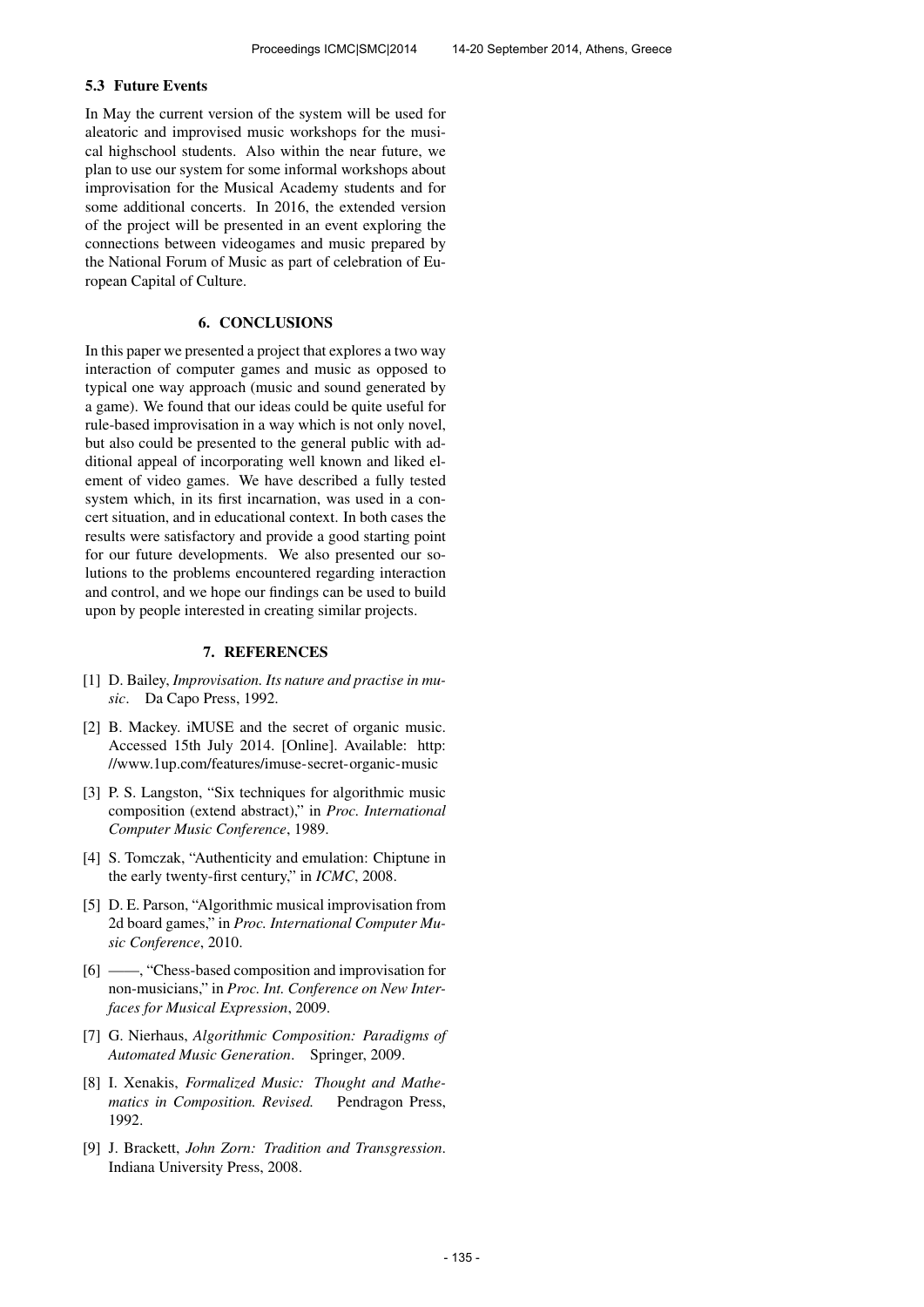### 5.3 Future Events

In May the current version of the system will be used for aleatoric and improvised music workshops for the musical highschool students. Also within the near future, we plan to use our system for some informal workshops about improvisation for the Musical Academy students and for some additional concerts. In 2016, the extended version of the project will be presented in an event exploring the connections between videogames and music prepared by the National Forum of Music as part of celebration of European Capital of Culture.

## 6. CONCLUSIONS

In this paper we presented a project that explores a two way interaction of computer games and music as opposed to typical one way approach (music and sound generated by a game). We found that our ideas could be quite useful for rule-based improvisation in a way which is not only novel, but also could be presented to the general public with additional appeal of incorporating well known and liked element of video games. We have described a fully tested system which, in its first incarnation, was used in a concert situation, and in educational context. In both cases the results were satisfactory and provide a good starting point for our future developments. We also presented our solutions to the problems encountered regarding interaction and control, and we hope our findings can be used to build upon by people interested in creating similar projects.

## 7. REFERENCES

[1] D. Bailey, *Improvisation. Its nature and practise in music*. Da Capo Press, 1992.

[2] B. Mackey. iMUSE and the secret of organic music. Accessed 15th July 2014. [Online]. Available: http://www.1up.com/features/imuse-secret-organic-music

[3] P. S. Langston, "Six techniques for algorithmic music composition (extend abstract)," in *Proc. International Computer Music Conference*, 1989.

[4] S. Tomczak, "Authenticity and emulation: Chiptune in the early twenty-first century," in *ICMC*, 2008.

[5] D. E. Parson, "Algorithmic musical improvisation from 2d board games," in *Proc. International Computer Music Conference*, 2010.

[6] ——, "Chess-based composition and improvisation for non-musicians," in *Proc. Int. Conference on New Interfaces for Musical Expression*, 2009.

[7] G. Nierhaus, *Algorithmic Composition: Paradigms of Automated Music Generation*. Springer, 2009.

[8] I. Xenakis, *Formalized Music: Thought and Mathematics in Composition. Revised.* Pendragon Press, 1992.

[9] J. Brackett, *John Zorn: Tradition and Transgression*. Indiana University Press, 2008.